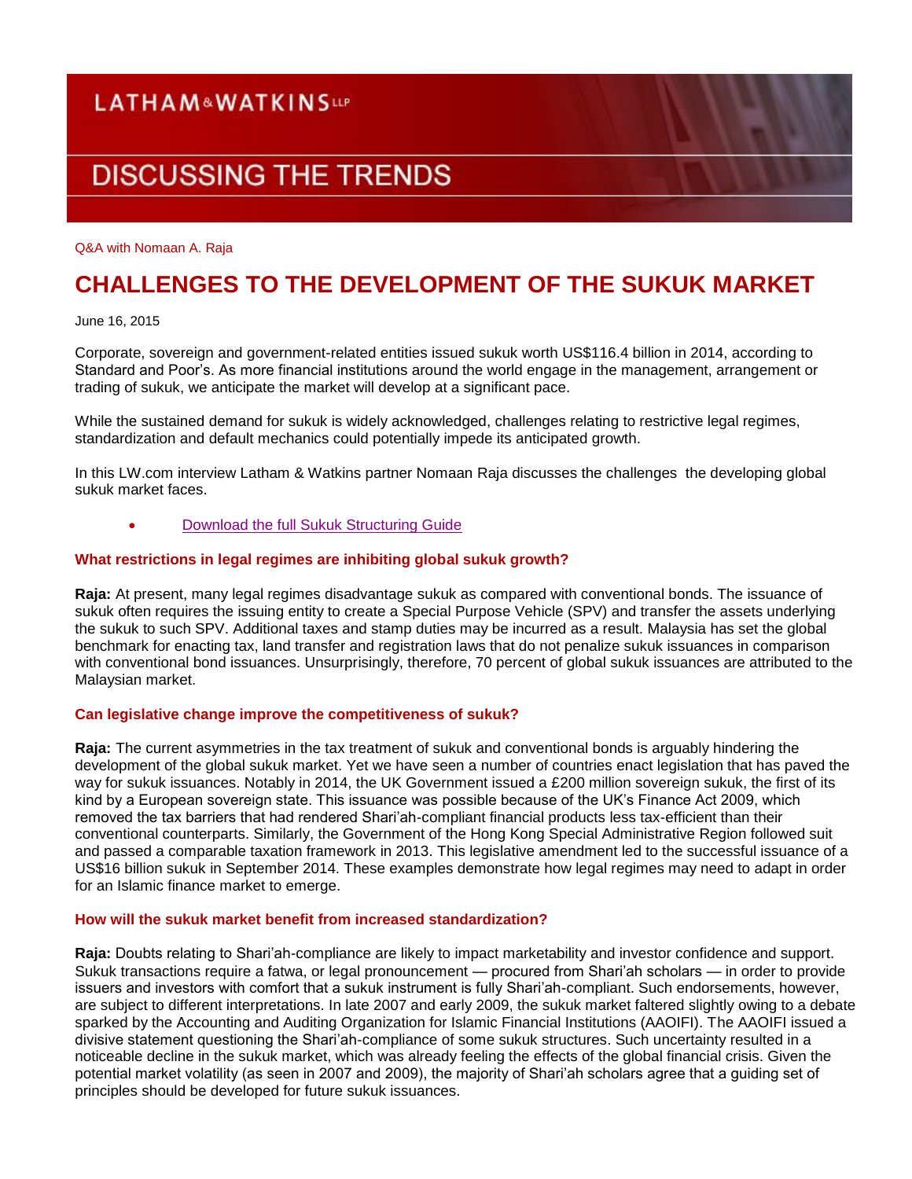LATHAM&WATKINS LLP

DISCUSSING THE TRENDS

Q&A with Nomaan A. Raja

# CHALLENGES TO THE DEVELOPMENT OF THE SUKUK MARKET

June 16, 2015

Corporate, sovereign and government-related entities issued sukuk worth US$116.4 billion in 2014, according to Standard and Poor's. As more financial institutions around the world engage in the management, arrangement or trading of sukuk, we anticipate the market will develop at a significant pace.

While the sustained demand for sukuk is widely acknowledged, challenges relating to restrictive legal regimes, standardization and default mechanics could potentially impede its anticipated growth.

In this LW.com interview Latham & Watkins partner Nomaan Raja discusses the challenges the developing global sukuk market faces.

- Download the full Sukuk Structuring Guide

### What restrictions in legal regimes are inhibiting global sukuk growth?

**Raja:** At present, many legal regimes disadvantage sukuk as compared with conventional bonds. The issuance of sukuk often requires the issuing entity to create a Special Purpose Vehicle (SPV) and transfer the assets underlying the sukuk to such SPV. Additional taxes and stamp duties may be incurred as a result. Malaysia has set the global benchmark for enacting tax, land transfer and registration laws that do not penalize sukuk issuances in comparison with conventional bond issuances. Unsurprisingly, therefore, 70 percent of global sukuk issuances are attributed to the Malaysian market.

### Can legislative change improve the competitiveness of sukuk?

**Raja:** The current asymmetries in the tax treatment of sukuk and conventional bonds is arguably hindering the development of the global sukuk market. Yet we have seen a number of countries enact legislation that has paved the way for sukuk issuances. Notably in 2014, the UK Government issued a £200 million sovereign sukuk, the first of its kind by a European sovereign state. This issuance was possible because of the UK's Finance Act 2009, which removed the tax barriers that had rendered Shari'ah-compliant financial products less tax-efficient than their conventional counterparts. Similarly, the Government of the Hong Kong Special Administrative Region followed suit and passed a comparable taxation framework in 2013. This legislative amendment led to the successful issuance of a US$16 billion sukuk in September 2014. These examples demonstrate how legal regimes may need to adapt in order for an Islamic finance market to emerge.

### How will the sukuk market benefit from increased standardization?

**Raja:** Doubts relating to Shari'ah-compliance are likely to impact marketability and investor confidence and support. Sukuk transactions require a fatwa, or legal pronouncement — procured from Shari'ah scholars — in order to provide issuers and investors with comfort that a sukuk instrument is fully Shari'ah-compliant. Such endorsements, however, are subject to different interpretations. In late 2007 and early 2009, the sukuk market faltered slightly owing to a debate sparked by the Accounting and Auditing Organization for Islamic Financial Institutions (AAOIFI). The AAOIFI issued a divisive statement questioning the Shari'ah-compliance of some sukuk structures. Such uncertainty resulted in a noticeable decline in the sukuk market, which was already feeling the effects of the global financial crisis. Given the potential market volatility (as seen in 2007 and 2009), the majority of Shari'ah scholars agree that a guiding set of principles should be developed for future sukuk issuances.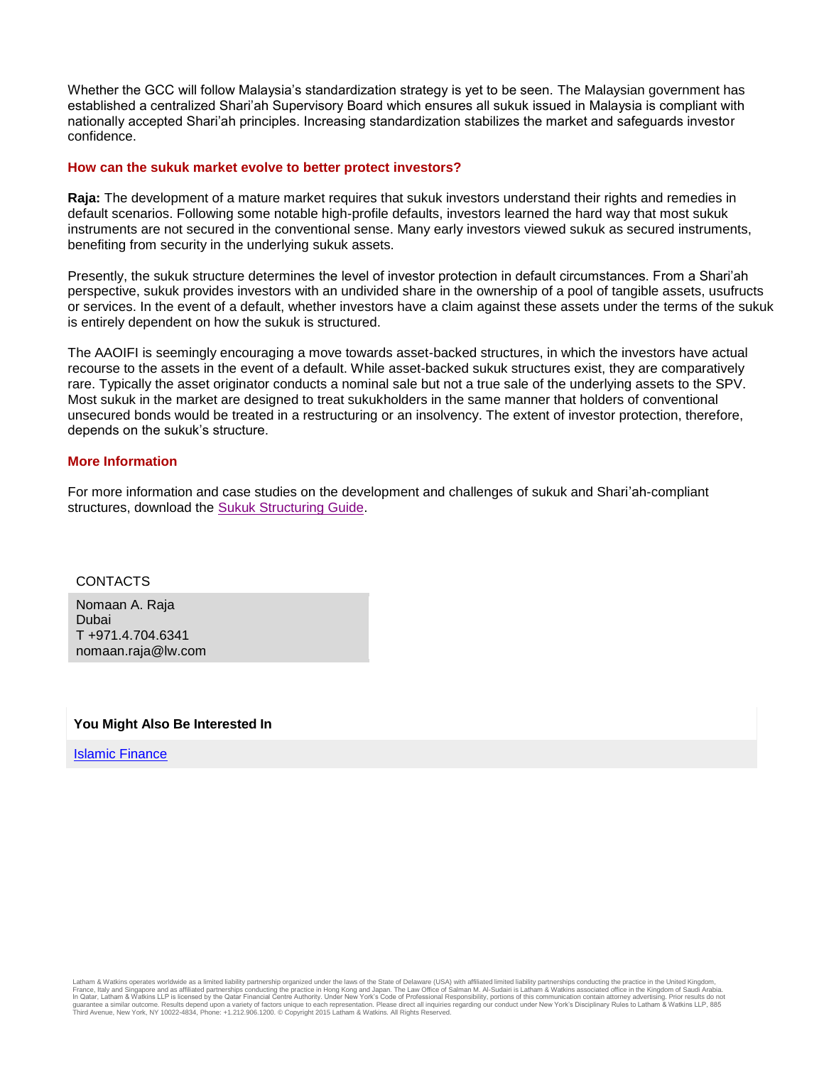Whether the GCC will follow Malaysia's standardization strategy is yet to be seen. The Malaysian government has established a centralized Shari'ah Supervisory Board which ensures all sukuk issued in Malaysia is compliant with nationally accepted Shari'ah principles. Increasing standardization stabilizes the market and safeguards investor confidence.

### How can the sukuk market evolve to better protect investors?

**Raja:** The development of a mature market requires that sukuk investors understand their rights and remedies in default scenarios. Following some notable high-profile defaults, investors learned the hard way that most sukuk instruments are not secured in the conventional sense. Many early investors viewed sukuk as secured instruments, benefiting from security in the underlying sukuk assets.

Presently, the sukuk structure determines the level of investor protection in default circumstances. From a Shari'ah perspective, sukuk provides investors with an undivided share in the ownership of a pool of tangible assets, usufructs or services. In the event of a default, whether investors have a claim against these assets under the terms of the sukuk is entirely dependent on how the sukuk is structured.

The AAOIFI is seemingly encouraging a move towards asset-backed structures, in which the investors have actual recourse to the assets in the event of a default. While asset-backed sukuk structures exist, they are comparatively rare. Typically the asset originator conducts a nominal sale but not a true sale of the underlying assets to the SPV. Most sukuk in the market are designed to treat sukukholders in the same manner that holders of conventional unsecured bonds would be treated in a restructuring or an insolvency. The extent of investor protection, therefore, depends on the sukuk's structure.

### More Information

For more information and case studies on the development and challenges of sukuk and Shari'ah-compliant structures, download the [Sukuk Structuring Guide](Sukuk Structuring Guide).

CONTACTS

Nomaan A. Raja
Dubai
T +971.4.704.6341
nomaan.raja@lw.com

**You Might Also Be Interested In**

[Islamic Finance](Islamic Finance)

Latham & Watkins operates worldwide as a limited liability partnership organized under the laws of the State of Delaware (USA) with affiliated limited liability partnerships conducting the practice in the United Kingdom, France, Italy and Singapore and as affiliated partnerships conducting the practice in Hong Kong and Japan. The Law Office of Salman M. Al-Sudairi is Latham & Watkins associated office in the Kingdom of Saudi Arabia. In Qatar, Latham & Watkins LLP is licensed by the Qatar Financial Centre Authority. Under New York's Code of Professional Responsibility, portions of this communication contain attorney advertising. Prior results do not guarantee a similar outcome. Results depend upon a variety of factors unique to each representation. Please direct all inquiries regarding our conduct under New York's Disciplinary Rules to Latham & Watkins LLP, 885 Third Avenue, New York, NY 10022-4834, Phone: +1.212.906.1200. © Copyright 2015 Latham & Watkins. All Rights Reserved.